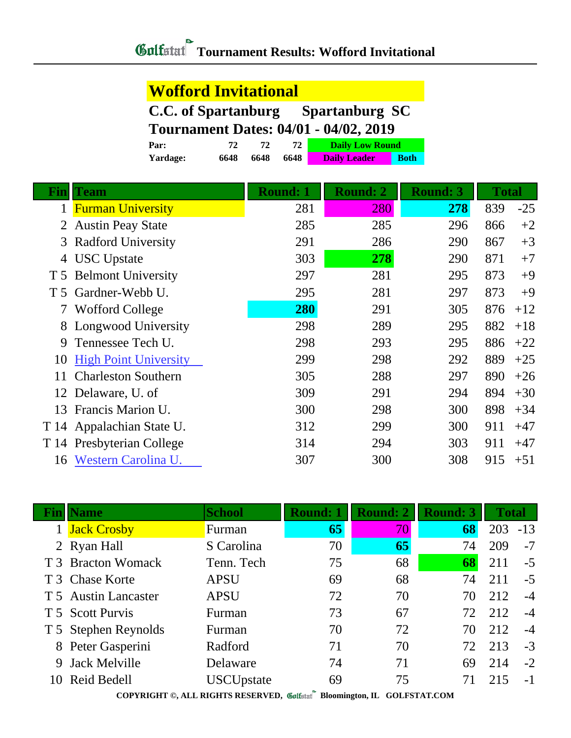# Tournament Results: Wofford Invitational

## Wofford Invitational

**C.C. of Spartanburg Spartanburg SC**

**Tournament Dates: 04/01 - 04/02, 2019**

| | | | | |
|---|---|---|---|---|
| **Par:** | 72 | 72 | 72 | Daily Low Round |
| **Yardage:** | 6648 | 6648 | 6648 | Daily Leader / Both |

| Fin | Team | Round: 1 | Round: 2 | Round: 3 | Total | |
|---|---|---|---|---|---|---|
| 1 | Furman University | 281 | 280 | **278** | 839 | -25 |
| 2 | Austin Peay State | 285 | 285 | 296 | 866 | +2 |
| 3 | Radford University | 291 | 286 | 290 | 867 | +3 |
| 4 | USC Upstate | 303 | **278** | 290 | 871 | +7 |
| T 5 | Belmont University | 297 | 281 | 295 | 873 | +9 |
| T 5 | Gardner-Webb U. | 295 | 281 | 297 | 873 | +9 |
| 7 | Wofford College | **280** | 291 | 305 | 876 | +12 |
| 8 | Longwood University | 298 | 289 | 295 | 882 | +18 |
| 9 | Tennessee Tech U. | 298 | 293 | 295 | 886 | +22 |
| 10 | High Point University | 299 | 298 | 292 | 889 | +25 |
| 11 | Charleston Southern | 305 | 288 | 297 | 890 | +26 |
| 12 | Delaware, U. of | 309 | 291 | 294 | 894 | +30 |
| 13 | Francis Marion U. | 300 | 298 | 300 | 898 | +34 |
| T 14 | Appalachian State U. | 312 | 299 | 300 | 911 | +47 |
| T 14 | Presbyterian College | 314 | 294 | 303 | 911 | +47 |
| 16 | Western Carolina U. | 307 | 300 | 308 | 915 | +51 |

| Fin | Name | School | Round: 1 | Round: 2 | Round: 3 | Total | |
|---|---|---|---|---|---|---|---|
| 1 | Jack Crosby | Furman | **65** | 70 | **68** | 203 | -13 |
| 2 | Ryan Hall | S Carolina | 70 | **65** | 74 | 209 | -7 |
| T 3 | Bracton Womack | Tenn. Tech | 75 | 68 | **68** | 211 | -5 |
| T 3 | Chase Korte | APSU | 69 | 68 | 74 | 211 | -5 |
| T 5 | Austin Lancaster | APSU | 72 | 70 | 70 | 212 | -4 |
| T 5 | Scott Purvis | Furman | 73 | 67 | 72 | 212 | -4 |
| T 5 | Stephen Reynolds | Furman | 70 | 72 | 70 | 212 | -4 |
| 8 | Peter Gasperini | Radford | 71 | 70 | 72 | 213 | -3 |
| 9 | Jack Melville | Delaware | 74 | 71 | 69 | 214 | -2 |
| 10 | Reid Bedell | USCUpstate | 69 | 75 | 71 | 215 | -1 |

COPYRIGHT ©, ALL RIGHTS RESERVED, Golfstat Bloomington, IL GOLFSTAT.COM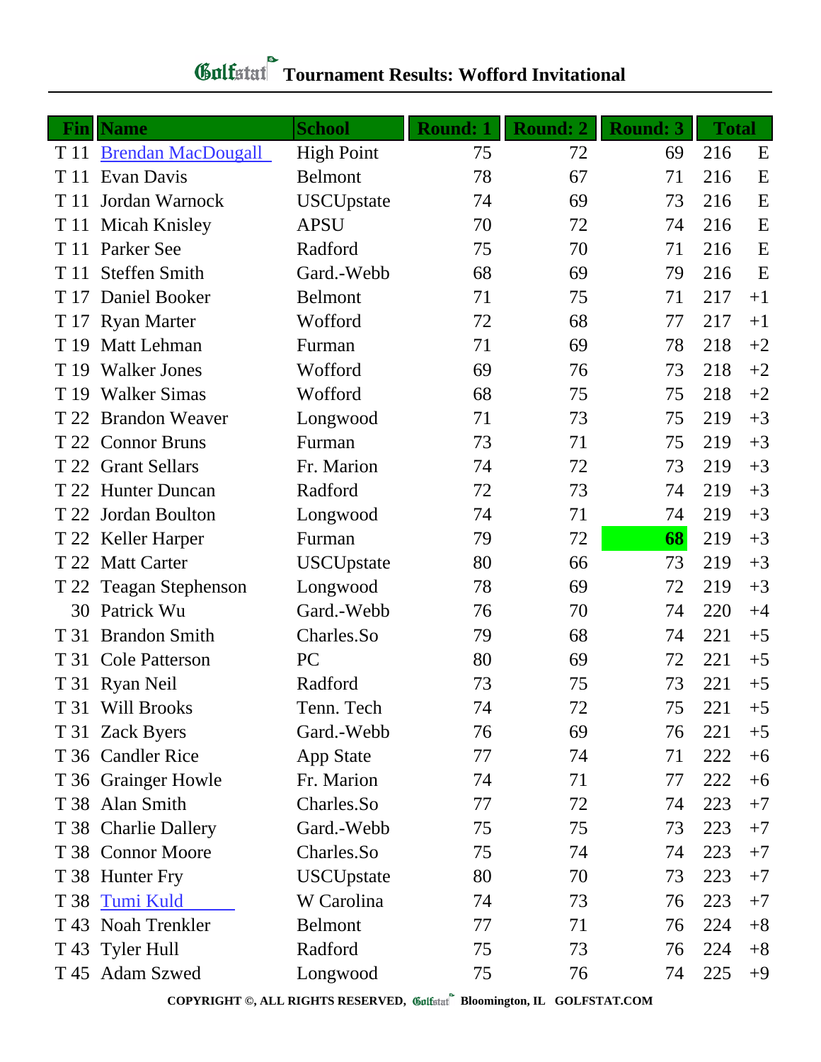# Golfstat Tournament Results: Wofford Invitational

| Fin | Name | School | Round: 1 | Round: 2 | Round: 3 | Total | |
|---|---|---|---|---|---|---|---|
| T 11 | Brendan MacDougall | High Point | 75 | 72 | 69 | 216 | E |
| T 11 | Evan Davis | Belmont | 78 | 67 | 71 | 216 | E |
| T 11 | Jordan Warnock | USCUpstate | 74 | 69 | 73 | 216 | E |
| T 11 | Micah Knisley | APSU | 70 | 72 | 74 | 216 | E |
| T 11 | Parker See | Radford | 75 | 70 | 71 | 216 | E |
| T 11 | Steffen Smith | Gard.-Webb | 68 | 69 | 79 | 216 | E |
| T 17 | Daniel Booker | Belmont | 71 | 75 | 71 | 217 | +1 |
| T 17 | Ryan Marter | Wofford | 72 | 68 | 77 | 217 | +1 |
| T 19 | Matt Lehman | Furman | 71 | 69 | 78 | 218 | +2 |
| T 19 | Walker Jones | Wofford | 69 | 76 | 73 | 218 | +2 |
| T 19 | Walker Simas | Wofford | 68 | 75 | 75 | 218 | +2 |
| T 22 | Brandon Weaver | Longwood | 71 | 73 | 75 | 219 | +3 |
| T 22 | Connor Bruns | Furman | 73 | 71 | 75 | 219 | +3 |
| T 22 | Grant Sellars | Fr. Marion | 74 | 72 | 73 | 219 | +3 |
| T 22 | Hunter Duncan | Radford | 72 | 73 | 74 | 219 | +3 |
| T 22 | Jordan Boulton | Longwood | 74 | 71 | 74 | 219 | +3 |
| T 22 | Keller Harper | Furman | 79 | 72 | **68** | 219 | +3 |
| T 22 | Matt Carter | USCUpstate | 80 | 66 | 73 | 219 | +3 |
| T 22 | Teagan Stephenson | Longwood | 78 | 69 | 72 | 219 | +3 |
| 30 | Patrick Wu | Gard.-Webb | 76 | 70 | 74 | 220 | +4 |
| T 31 | Brandon Smith | Charles.So | 79 | 68 | 74 | 221 | +5 |
| T 31 | Cole Patterson | PC | 80 | 69 | 72 | 221 | +5 |
| T 31 | Ryan Neil | Radford | 73 | 75 | 73 | 221 | +5 |
| T 31 | Will Brooks | Tenn. Tech | 74 | 72 | 75 | 221 | +5 |
| T 31 | Zack Byers | Gard.-Webb | 76 | 69 | 76 | 221 | +5 |
| T 36 | Candler Rice | App State | 77 | 74 | 71 | 222 | +6 |
| T 36 | Grainger Howle | Fr. Marion | 74 | 71 | 77 | 222 | +6 |
| T 38 | Alan Smith | Charles.So | 77 | 72 | 74 | 223 | +7 |
| T 38 | Charlie Dallery | Gard.-Webb | 75 | 75 | 73 | 223 | +7 |
| T 38 | Connor Moore | Charles.So | 75 | 74 | 74 | 223 | +7 |
| T 38 | Hunter Fry | USCUpstate | 80 | 70 | 73 | 223 | +7 |
| T 38 | Tumi Kuld | W Carolina | 74 | 73 | 76 | 223 | +7 |
| T 43 | Noah Trenkler | Belmont | 77 | 71 | 76 | 224 | +8 |
| T 43 | Tyler Hull | Radford | 75 | 73 | 76 | 224 | +8 |
| T 45 | Adam Szwed | Longwood | 75 | 76 | 74 | 225 | +9 |

COPYRIGHT ©, ALL RIGHTS RESERVED, Golfstat Bloomington, IL GOLFSTAT.COM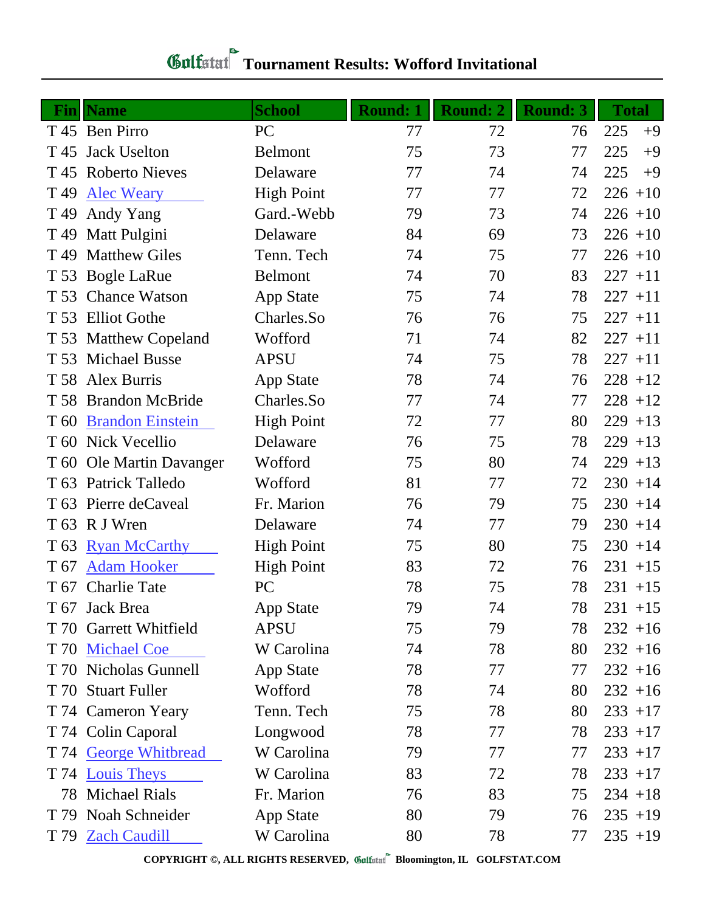# Tournament Results: Wofford Invitational

| Fin | Name | School | Round: 1 | Round: 2 | Round: 3 | Total | |
|---|---|---|---|---|---|---|---|
| T 45 | Ben Pirro | PC | 77 | 72 | 76 | 225 | +9 |
| T 45 | Jack Uselton | Belmont | 75 | 73 | 77 | 225 | +9 |
| T 45 | Roberto Nieves | Delaware | 77 | 74 | 74 | 225 | +9 |
| T 49 | Alec Weary | High Point | 77 | 77 | 72 | 226 | +10 |
| T 49 | Andy Yang | Gard.-Webb | 79 | 73 | 74 | 226 | +10 |
| T 49 | Matt Pulgini | Delaware | 84 | 69 | 73 | 226 | +10 |
| T 49 | Matthew Giles | Tenn. Tech | 74 | 75 | 77 | 226 | +10 |
| T 53 | Bogle LaRue | Belmont | 74 | 70 | 83 | 227 | +11 |
| T 53 | Chance Watson | App State | 75 | 74 | 78 | 227 | +11 |
| T 53 | Elliot Gothe | Charles.So | 76 | 76 | 75 | 227 | +11 |
| T 53 | Matthew Copeland | Wofford | 71 | 74 | 82 | 227 | +11 |
| T 53 | Michael Busse | APSU | 74 | 75 | 78 | 227 | +11 |
| T 58 | Alex Burris | App State | 78 | 74 | 76 | 228 | +12 |
| T 58 | Brandon McBride | Charles.So | 77 | 74 | 77 | 228 | +12 |
| T 60 | Brandon Einstein | High Point | 72 | 77 | 80 | 229 | +13 |
| T 60 | Nick Vecellio | Delaware | 76 | 75 | 78 | 229 | +13 |
| T 60 | Ole Martin Davanger | Wofford | 75 | 80 | 74 | 229 | +13 |
| T 63 | Patrick Talledo | Wofford | 81 | 77 | 72 | 230 | +14 |
| T 63 | Pierre deCaveal | Fr. Marion | 76 | 79 | 75 | 230 | +14 |
| T 63 | R J Wren | Delaware | 74 | 77 | 79 | 230 | +14 |
| T 63 | Ryan McCarthy | High Point | 75 | 80 | 75 | 230 | +14 |
| T 67 | Adam Hooker | High Point | 83 | 72 | 76 | 231 | +15 |
| T 67 | Charlie Tate | PC | 78 | 75 | 78 | 231 | +15 |
| T 67 | Jack Brea | App State | 79 | 74 | 78 | 231 | +15 |
| T 70 | Garrett Whitfield | APSU | 75 | 79 | 78 | 232 | +16 |
| T 70 | Michael Coe | W Carolina | 74 | 78 | 80 | 232 | +16 |
| T 70 | Nicholas Gunnell | App State | 78 | 77 | 77 | 232 | +16 |
| T 70 | Stuart Fuller | Wofford | 78 | 74 | 80 | 232 | +16 |
| T 74 | Cameron Yeary | Tenn. Tech | 75 | 78 | 80 | 233 | +17 |
| T 74 | Colin Caporal | Longwood | 78 | 77 | 78 | 233 | +17 |
| T 74 | George Whitbread | W Carolina | 79 | 77 | 77 | 233 | +17 |
| T 74 | Louis Theys | W Carolina | 83 | 72 | 78 | 233 | +17 |
| 78 | Michael Rials | Fr. Marion | 76 | 83 | 75 | 234 | +18 |
| T 79 | Noah Schneider | App State | 80 | 79 | 76 | 235 | +19 |
| T 79 | Zach Caudill | W Carolina | 80 | 78 | 77 | 235 | +19 |

COPYRIGHT ©, ALL RIGHTS RESERVED, Golfstat Bloomington, IL GOLFSTAT.COM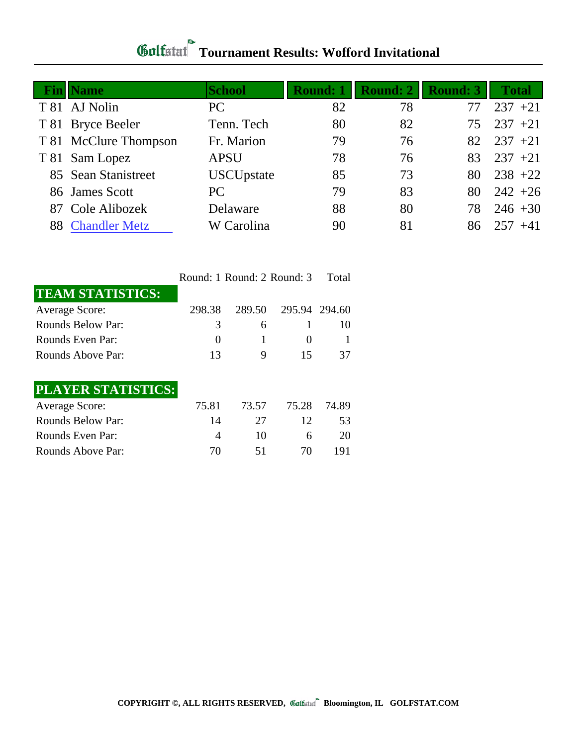# Golfstat Tournament Results: Wofford Invitational

| Fin | Name | School | Round: 1 | Round: 2 | Round: 3 | Total |
|---|---|---|---|---|---|---|
| T 81 | AJ Nolin | PC | 82 | 78 | 77 | 237 +21 |
| T 81 | Bryce Beeler | Tenn. Tech | 80 | 82 | 75 | 237 +21 |
| T 81 | McClure Thompson | Fr. Marion | 79 | 76 | 82 | 237 +21 |
| T 81 | Sam Lopez | APSU | 78 | 76 | 83 | 237 +21 |
| 85 | Sean Stanistreet | USCUpstate | 85 | 73 | 80 | 238 +22 |
| 86 | James Scott | PC | 79 | 83 | 80 | 242 +26 |
| 87 | Cole Alibozek | Delaware | 88 | 80 | 78 | 246 +30 |
| 88 | Chandler Metz | W Carolina | 90 | 81 | 86 | 257 +41 |

| TEAM STATISTICS: | Round: 1 | Round: 2 | Round: 3 | Total |
|---|---|---|---|---|
| Average Score: | 298.38 | 289.50 | 295.94 | 294.60 |
| Rounds Below Par: | 3 | 6 | 1 | 10 |
| Rounds Even Par: | 0 | 1 | 0 | 1 |
| Rounds Above Par: | 13 | 9 | 15 | 37 |

| PLAYER STATISTICS: | Round: 1 | Round: 2 | Round: 3 | Total |
|---|---|---|---|---|
| Average Score: | 75.81 | 73.57 | 75.28 | 74.89 |
| Rounds Below Par: | 14 | 27 | 12 | 53 |
| Rounds Even Par: | 4 | 10 | 6 | 20 |
| Rounds Above Par: | 70 | 51 | 70 | 191 |

COPYRIGHT ©, ALL RIGHTS RESERVED, Golfstat Bloomington, IL GOLFSTAT.COM